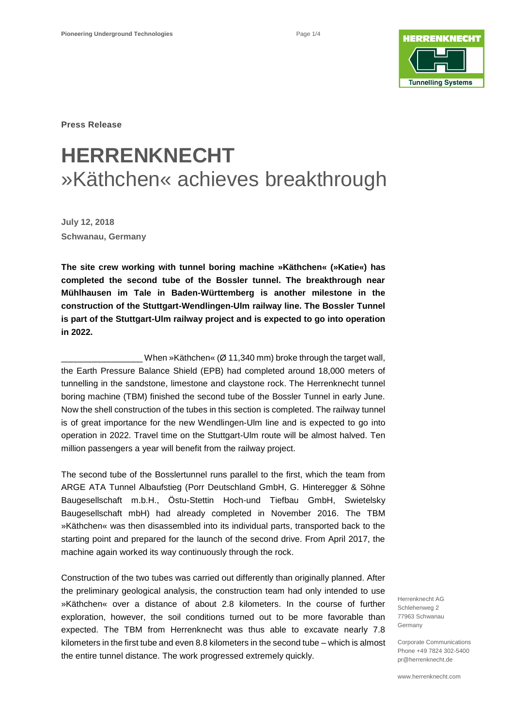**Press Release**

# HERRENKNECHT
## »Käthchen« achieves breakthrough

**July 12, 2018**
**Schwanau, Germany**

**The site crew working with tunnel boring machine »Käthchen« (»Katie«) has completed the second tube of the Bossler tunnel. The breakthrough near Mühlhausen im Tale in Baden-Württemberg is another milestone in the construction of the Stuttgart-Wendlingen-Ulm railway line. The Bossler Tunnel is part of the Stuttgart-Ulm railway project and is expected to go into operation in 2022.**

_________________ When »Käthchen« (Ø 11,340 mm) broke through the target wall, the Earth Pressure Balance Shield (EPB) had completed around 18,000 meters of tunnelling in the sandstone, limestone and claystone rock. The Herrenknecht tunnel boring machine (TBM) finished the second tube of the Bossler Tunnel in early June. Now the shell construction of the tubes in this section is completed. The railway tunnel is of great importance for the new Wendlingen-Ulm line and is expected to go into operation in 2022. Travel time on the Stuttgart-Ulm route will be almost halved. Ten million passengers a year will benefit from the railway project.

The second tube of the Bosslertunnel runs parallel to the first, which the team from ARGE ATA Tunnel Albaufstieg (Porr Deutschland GmbH, G. Hinteregger & Söhne Baugesellschaft m.b.H., Östu-Stettin Hoch-und Tiefbau GmbH, Swietelsky Baugesellschaft mbH) had already completed in November 2016. The TBM »Käthchen« was then disassembled into its individual parts, transported back to the starting point and prepared for the launch of the second drive. From April 2017, the machine again worked its way continuously through the rock.

Construction of the two tubes was carried out differently than originally planned. After the preliminary geological analysis, the construction team had only intended to use »Käthchen« over a distance of about 2.8 kilometers. In the course of further exploration, however, the soil conditions turned out to be more favorable than expected. The TBM from Herrenknecht was thus able to excavate nearly 7.8 kilometers in the first tube and even 8.8 kilometers in the second tube – which is almost the entire tunnel distance. The work progressed extremely quickly.

Herrenknecht AG
Schlehenweg 2
77963 Schwanau
Germany

Corporate Communications
Phone +49 7824 302-5400
pr@herrenknecht.de

www.herrenknecht.com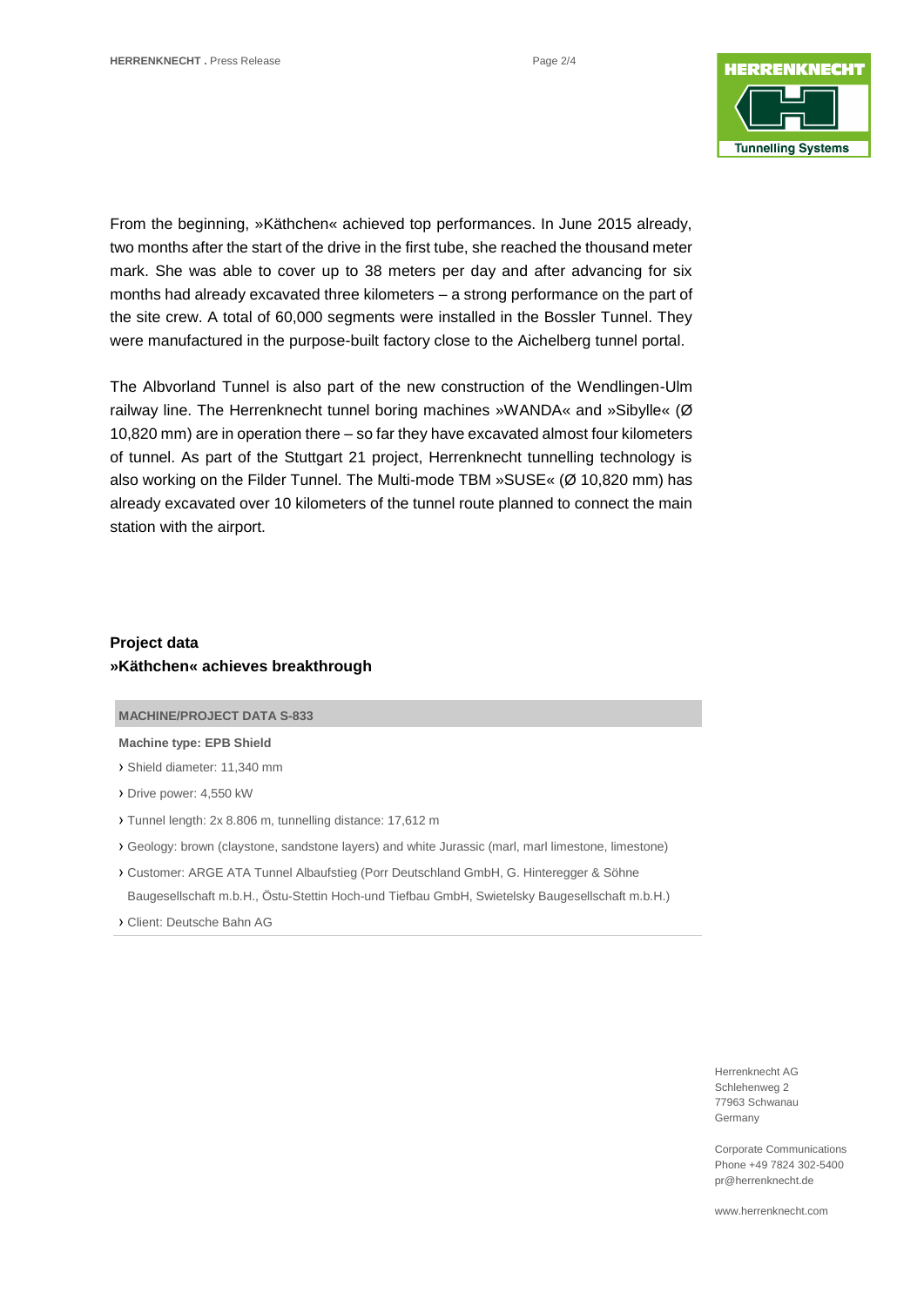From the beginning, »Käthchen« achieved top performances. In June 2015 already, two months after the start of the drive in the first tube, she reached the thousand meter mark. She was able to cover up to 38 meters per day and after advancing for six months had already excavated three kilometers – a strong performance on the part of the site crew. A total of 60,000 segments were installed in the Bossler Tunnel. They were manufactured in the purpose-built factory close to the Aichelberg tunnel portal.

The Albvorland Tunnel is also part of the new construction of the Wendlingen-Ulm railway line. The Herrenknecht tunnel boring machines »WANDA« and »Sibylle« (Ø 10,820 mm) are in operation there – so far they have excavated almost four kilometers of tunnel. As part of the Stuttgart 21 project, Herrenknecht tunnelling technology is also working on the Filder Tunnel. The Multi-mode TBM »SUSE« (Ø 10,820 mm) has already excavated over 10 kilometers of the tunnel route planned to connect the main station with the airport.

## Project data
## »Käthchen« achieves breakthrough

**MACHINE/PROJECT DATA S-833**

**Machine type: EPB Shield**

- Shield diameter: 11,340 mm
- Drive power: 4,550 kW
- Tunnel length: 2x 8.806 m, tunnelling distance: 17,612 m
- Geology: brown (claystone, sandstone layers) and white Jurassic (marl, marl limestone, limestone)
- Customer: ARGE ATA Tunnel Albaufstieg (Porr Deutschland GmbH, G. Hinteregger & Söhne Baugesellschaft m.b.H., Östu-Stettin Hoch-und Tiefbau GmbH, Swietelsky Baugesellschaft m.b.H.)
- Client: Deutsche Bahn AG

Herrenknecht AG
Schlehenweg 2
77963 Schwanau
Germany

Corporate Communications
Phone +49 7824 302-5400
pr@herrenknecht.de

www.herrenknecht.com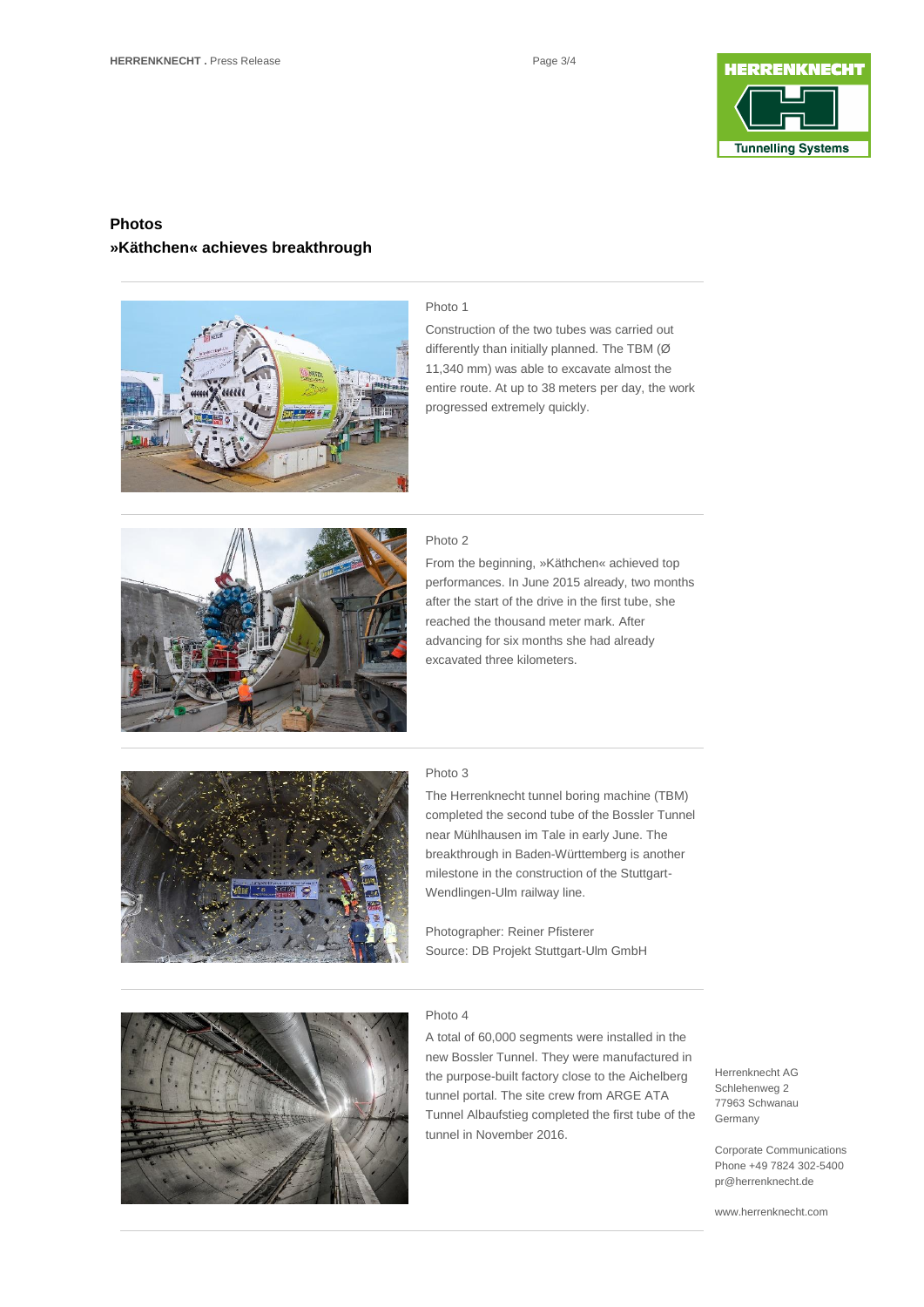## Photos

## »Käthchen« achieves breakthrough

Photo 1

Construction of the two tubes was carried out differently than initially planned. The TBM (Ø 11,340 mm) was able to excavate almost the entire route. At up to 38 meters per day, the work progressed extremely quickly.

Photo 2

From the beginning, »Käthchen« achieved top performances. In June 2015 already, two months after the start of the drive in the first tube, she reached the thousand meter mark. After advancing for six months she had already excavated three kilometers.

Photo 3

The Herrenknecht tunnel boring machine (TBM) completed the second tube of the Bossler Tunnel near Mühlhausen im Tale in early June. The breakthrough in Baden-Württemberg is another milestone in the construction of the Stuttgart-Wendlingen-Ulm railway line.

Photographer: Reiner Pfisterer
Source: DB Projekt Stuttgart-Ulm GmbH

Photo 4

A total of 60,000 segments were installed in the new Bossler Tunnel. They were manufactured in the purpose-built factory close to the Aichelberg tunnel portal. The site crew from ARGE ATA Tunnel Albaufstieg completed the first tube of the tunnel in November 2016.

Herrenknecht AG
Schlehenweg 2
77963 Schwanau
Germany

Corporate Communications
Phone +49 7824 302-5400
pr@herrenknecht.de

www.herrenknecht.com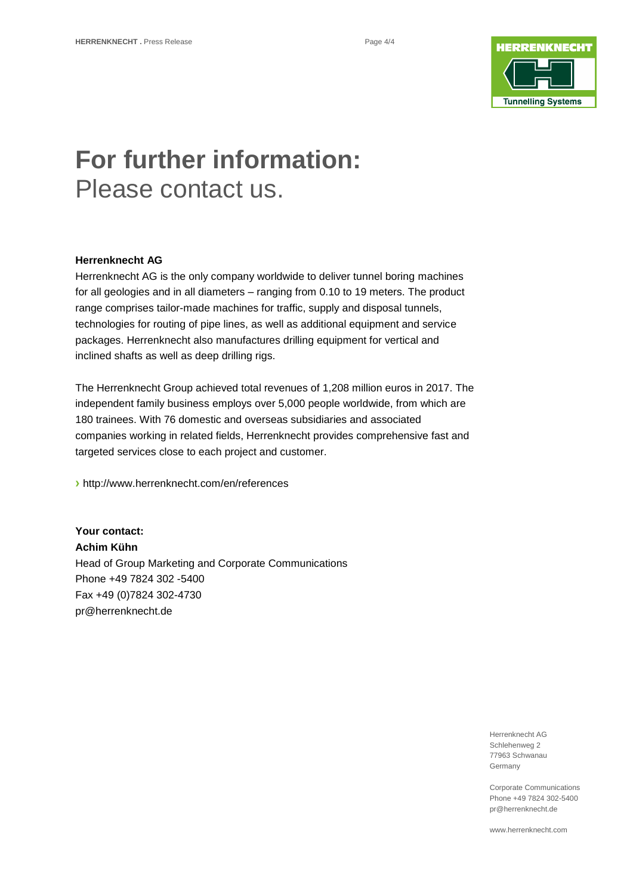# **For further information:**
Please contact us.

**Herrenknecht AG**

Herrenknecht AG is the only company worldwide to deliver tunnel boring machines for all geologies and in all diameters – ranging from 0.10 to 19 meters. The product range comprises tailor-made machines for traffic, supply and disposal tunnels, technologies for routing of pipe lines, as well as additional equipment and service packages. Herrenknecht also manufactures drilling equipment for vertical and inclined shafts as well as deep drilling rigs.

The Herrenknecht Group achieved total revenues of 1,208 million euros in 2017. The independent family business employs over 5,000 people worldwide, from which are 180 trainees. With 76 domestic and overseas subsidiaries and associated companies working in related fields, Herrenknecht provides comprehensive fast and targeted services close to each project and customer.

› http://www.herrenknecht.com/en/references

**Your contact:**
**Achim Kühn**
Head of Group Marketing and Corporate Communications
Phone +49 7824 302 -5400
Fax +49 (0)7824 302-4730
pr@herrenknecht.de

Herrenknecht AG
Schlehenweg 2
77963 Schwanau
Germany

Corporate Communications
Phone +49 7824 302-5400
pr@herrenknecht.de

www.herrenknecht.com